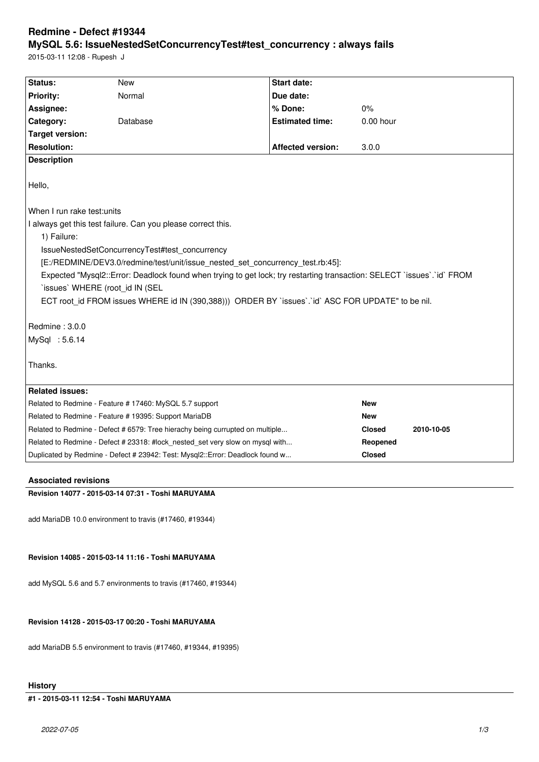# Redmine - Defect #19344

## MySQL 5.6: IssueNestedSetConcurrencyTest#test_concurrency : always fails

2015-03-11 12:08 - Rupesh J

| Status: | New | Start date: | |
|---|---|---|---|
| Priority: | Normal | Due date: | |
| Assignee: | | % Done: | 0% |
| Category: | Database | Estimated time: | 0.00 hour |
| Target version: | | | |
| Resolution: | | Affected version: | 3.0.0 |

**Description**

Hello,

When I run rake test:units

I always get this test failure. Can you please correct this.

1) Failure:

IssueNestedSetConcurrencyTest#test_concurrency

[E:/REDMINE/DEV3.0/redmine/test/unit/issue_nested_set_concurrency_test.rb:45]:

Expected "Mysql2::Error: Deadlock found when trying to get lock; try restarting transaction: SELECT `issues`.`id` FROM `issues` WHERE (root_id IN (SEL ECT root_id FROM issues WHERE id IN (390,388))) ORDER BY `issues`.`id` ASC FOR UPDATE" to be nil.

Redmine : 3.0.0

MySql : 5.6.14

Thanks.

**Related issues:**

| | | |
|---|---|---|
| Related to Redmine - Feature # 17460: MySQL 5.7 support | **New** | |
| Related to Redmine - Feature # 19395: Support MariaDB | **New** | |
| Related to Redmine - Defect # 6579: Tree hierachy being currupted on multiple... | **Closed** | **2010-10-05** |
| Related to Redmine - Defect # 23318: #lock_nested_set very slow on mysql with... | **Reopened** | |
| Duplicated by Redmine - Defect # 23942: Test: Mysql2::Error: Deadlock found w... | **Closed** | |

### Associated revisions

**Revision 14077 - 2015-03-14 07:31 - Toshi MARUYAMA**

add MariaDB 10.0 environment to travis (#17460, #19344)

**Revision 14085 - 2015-03-14 11:16 - Toshi MARUYAMA**

add MySQL 5.6 and 5.7 environments to travis (#17460, #19344)

**Revision 14128 - 2015-03-17 00:20 - Toshi MARUYAMA**

add MariaDB 5.5 environment to travis (#17460, #19344, #19395)

### History

**#1 - 2015-03-11 12:54 - Toshi MARUYAMA**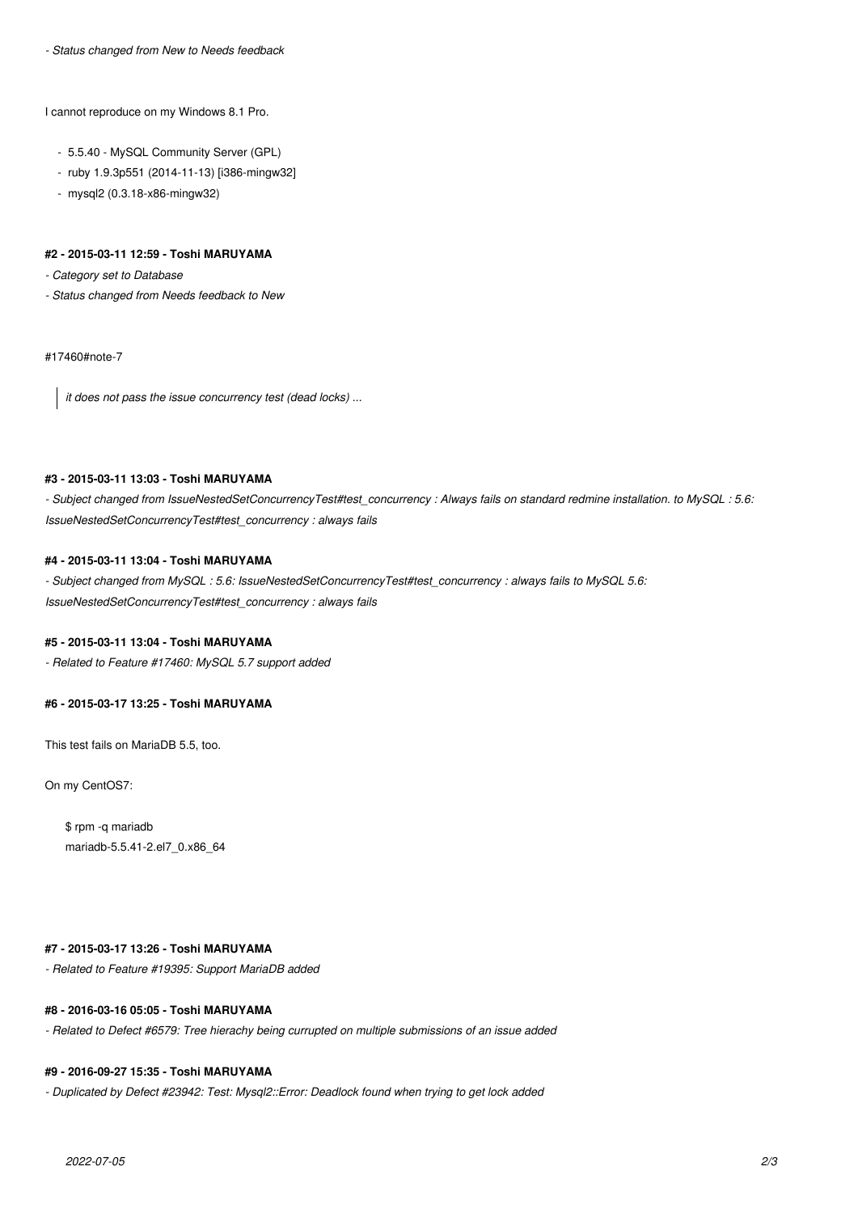*- Status changed from New to Needs feedback*

I cannot reproduce on my Windows 8.1 Pro.

- 5.5.40 - MySQL Community Server (GPL)
- ruby 1.9.3p551 (2014-11-13) [i386-mingw32]
- mysql2 (0.3.18-x86-mingw32)

#### #2 - 2015-03-11 12:59 - Toshi MARUYAMA

*- Category set to Database*

*- Status changed from Needs feedback to New*

#17460#note-7

> *it does not pass the issue concurrency test (dead locks) ...*

#### #3 - 2015-03-11 13:03 - Toshi MARUYAMA

*- Subject changed from IssueNestedSetConcurrencyTest#test_concurrency : Always fails on standard redmine installation. to MySQL : 5.6: IssueNestedSetConcurrencyTest#test_concurrency : always fails*

#### #4 - 2015-03-11 13:04 - Toshi MARUYAMA

*- Subject changed from MySQL : 5.6: IssueNestedSetConcurrencyTest#test_concurrency : always fails to MySQL 5.6: IssueNestedSetConcurrencyTest#test_concurrency : always fails*

#### #5 - 2015-03-11 13:04 - Toshi MARUYAMA

*- Related to Feature #17460: MySQL 5.7 support added*

#### #6 - 2015-03-17 13:25 - Toshi MARUYAMA

This test fails on MariaDB 5.5, too.

On my CentOS7:

```
$ rpm -q mariadb
mariadb-5.5.41-2.el7_0.x86_64
```

#### #7 - 2015-03-17 13:26 - Toshi MARUYAMA

*- Related to Feature #19395: Support MariaDB added*

#### #8 - 2016-03-16 05:05 - Toshi MARUYAMA

*- Related to Defect #6579: Tree hierachy being currupted on multiple submissions of an issue added*

#### #9 - 2016-09-27 15:35 - Toshi MARUYAMA

*- Duplicated by Defect #23942: Test: Mysql2::Error: Deadlock found when trying to get lock added*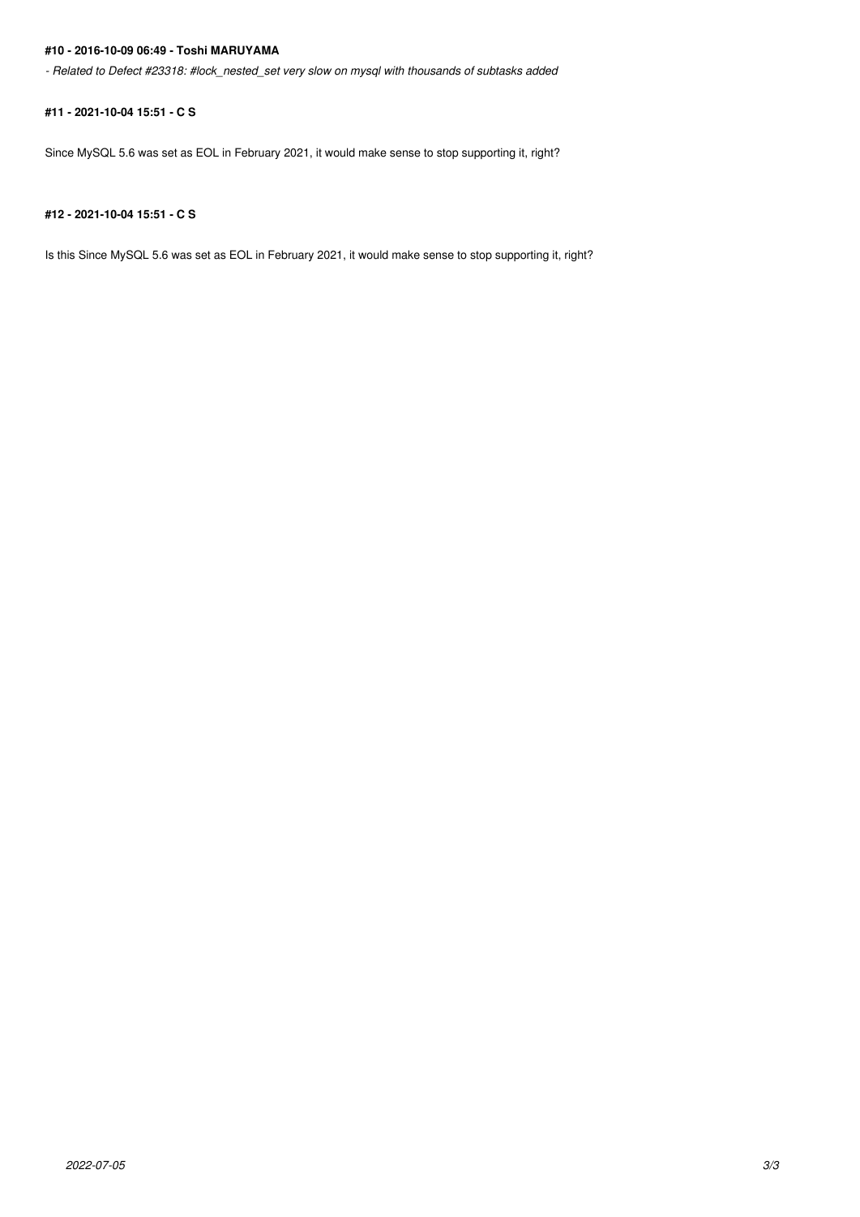**#10 - 2016-10-09 06:49 - Toshi MARUYAMA**

*- Related to Defect #23318: #lock_nested_set very slow on mysql with thousands of subtasks added*

**#11 - 2021-10-04 15:51 - C S**

Since MySQL 5.6 was set as EOL in February 2021, it would make sense to stop supporting it, right?

**#12 - 2021-10-04 15:51 - C S**

Is this Since MySQL 5.6 was set as EOL in February 2021, it would make sense to stop supporting it, right?